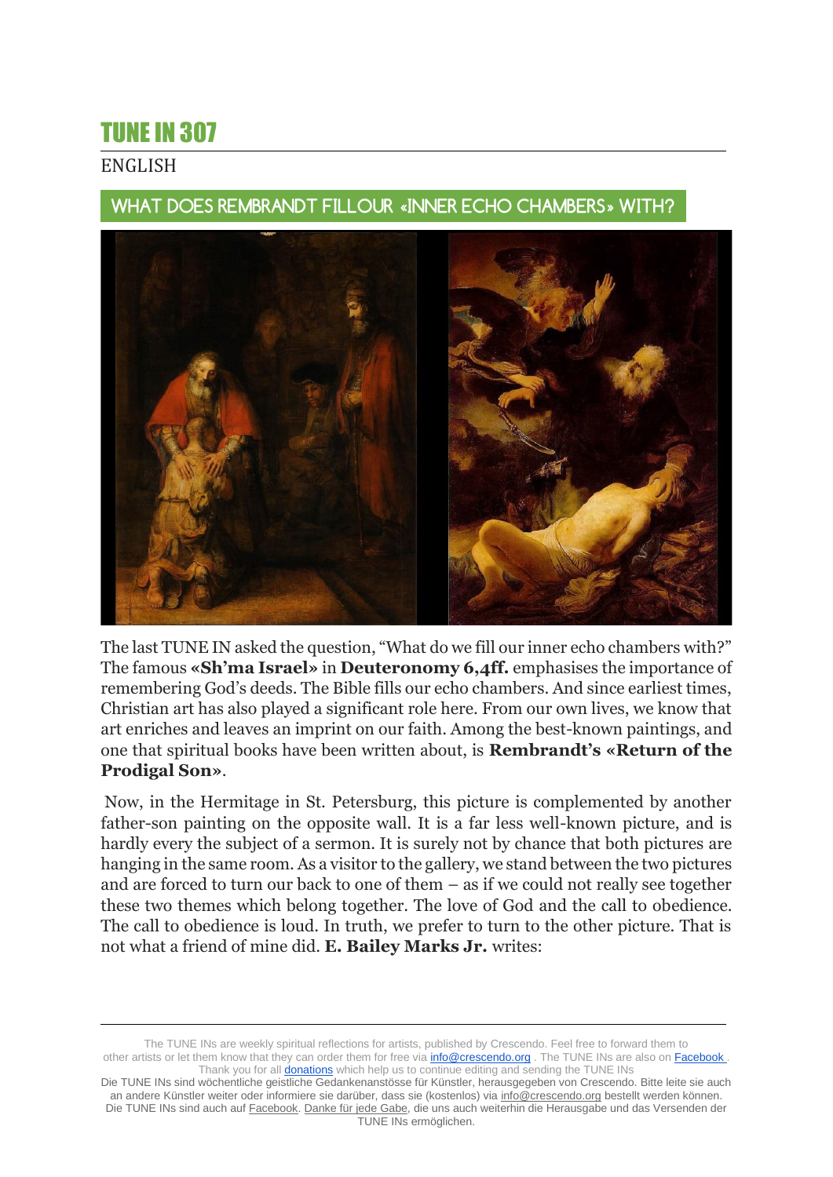# TUNE IN 307

ENGLISH

## WHAT DOES REMBRANDT FILL OUR «INNER ECHO CHAMBERS» WITH?

The last TUNE IN asked the question, "What do we fill our inner echo chambers with?" The famous **«Sh'ma Israel»** in **Deuteronomy 6,4ff.** emphasises the importance of remembering God's deeds. The Bible fills our echo chambers. And since earliest times, Christian art has also played a significant role here. From our own lives, we know that art enriches and leaves an imprint on our faith. Among the best-known paintings, and one that spiritual books have been written about, is **Rembrandt's «Return of the Prodigal Son»**.

Now, in the Hermitage in St. Petersburg, this picture is complemented by another father-son painting on the opposite wall. It is a far less well-known picture, and is hardly every the subject of a sermon. It is surely not by chance that both pictures are hanging in the same room. As a visitor to the gallery, we stand between the two pictures and are forced to turn our back to one of them – as if we could not really see together these two themes which belong together. The love of God and the call to obedience. The call to obedience is loud. In truth, we prefer to turn to the other picture. That is not what a friend of mine did. **E. Bailey Marks Jr.** writes:

The TUNE INs are weekly spiritual reflections for artists, published by Crescendo. Feel free to forward them to other artists or let them know that they can order them for free via info@crescendo.org . The TUNE INs are also on Facebook . Thank you for all donations which help us to continue editing and sending the TUNE INs

Die TUNE INs sind wöchentliche geistliche Gedankenanstösse für Künstler, herausgegeben von Crescendo. Bitte leite sie auch an andere Künstler weiter oder informiere sie darüber, dass sie (kostenlos) via info@crescendo.org bestellt werden können. Die TUNE INs sind auch auf Facebook. Danke für jede Gabe, die uns auch weiterhin die Herausgabe und das Versenden der TUNE INs ermöglichen.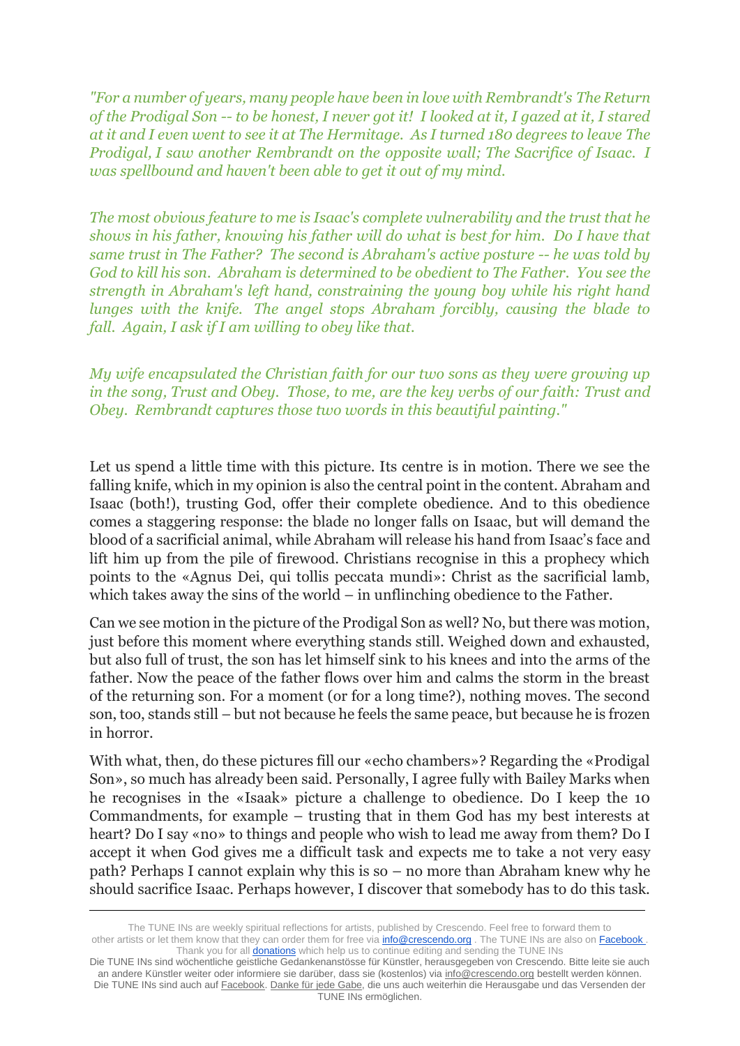*"For a number of years, many people have been in love with Rembrandt's The Return of the Prodigal Son -- to be honest, I never got it! I looked at it, I gazed at it, I stared at it and I even went to see it at The Hermitage. As I turned 180 degrees to leave The Prodigal, I saw another Rembrandt on the opposite wall; The Sacrifice of Isaac. I was spellbound and haven't been able to get it out of my mind.*

*The most obvious feature to me is Isaac's complete vulnerability and the trust that he shows in his father, knowing his father will do what is best for him. Do I have that same trust in The Father? The second is Abraham's active posture -- he was told by God to kill his son. Abraham is determined to be obedient to The Father. You see the strength in Abraham's left hand, constraining the young boy while his right hand lunges with the knife. The angel stops Abraham forcibly, causing the blade to fall. Again, I ask if I am willing to obey like that.*

*My wife encapsulated the Christian faith for our two sons as they were growing up in the song, Trust and Obey. Those, to me, are the key verbs of our faith: Trust and Obey. Rembrandt captures those two words in this beautiful painting."*

Let us spend a little time with this picture. Its centre is in motion. There we see the falling knife, which in my opinion is also the central point in the content. Abraham and Isaac (both!), trusting God, offer their complete obedience. And to this obedience comes a staggering response: the blade no longer falls on Isaac, but will demand the blood of a sacrificial animal, while Abraham will release his hand from Isaac's face and lift him up from the pile of firewood. Christians recognise in this a prophecy which points to the «Agnus Dei, qui tollis peccata mundi»: Christ as the sacrificial lamb, which takes away the sins of the world – in unflinching obedience to the Father.

Can we see motion in the picture of the Prodigal Son as well? No, but there was motion, just before this moment where everything stands still. Weighed down and exhausted, but also full of trust, the son has let himself sink to his knees and into the arms of the father. Now the peace of the father flows over him and calms the storm in the breast of the returning son. For a moment (or for a long time?), nothing moves. The second son, too, stands still – but not because he feels the same peace, but because he is frozen in horror.

With what, then, do these pictures fill our «echo chambers»? Regarding the «Prodigal Son», so much has already been said. Personally, I agree fully with Bailey Marks when he recognises in the «Isaak» picture a challenge to obedience. Do I keep the 10 Commandments, for example – trusting that in them God has my best interests at heart? Do I say «no» to things and people who wish to lead me away from them? Do I accept it when God gives me a difficult task and expects me to take a not very easy path? Perhaps I cannot explain why this is so – no more than Abraham knew why he should sacrifice Isaac. Perhaps however, I discover that somebody has to do this task.

---

The TUNE INs are weekly spiritual reflections for artists, published by Crescendo. Feel free to forward them to other artists or let them know that they can order them for free via info@crescendo.org . The TUNE INs are also on Facebook . Thank you for all donations which help us to continue editing and sending the TUNE INs

Die TUNE INs sind wöchentliche geistliche Gedankenanstösse für Künstler, herausgegeben von Crescendo. Bitte leite sie auch an andere Künstler weiter oder informiere sie darüber, dass sie (kostenlos) via info@crescendo.org bestellt werden können. Die TUNE INs sind auch auf Facebook. Danke für jede Gabe, die uns auch weiterhin die Herausgabe und das Versenden der TUNE INs ermöglichen.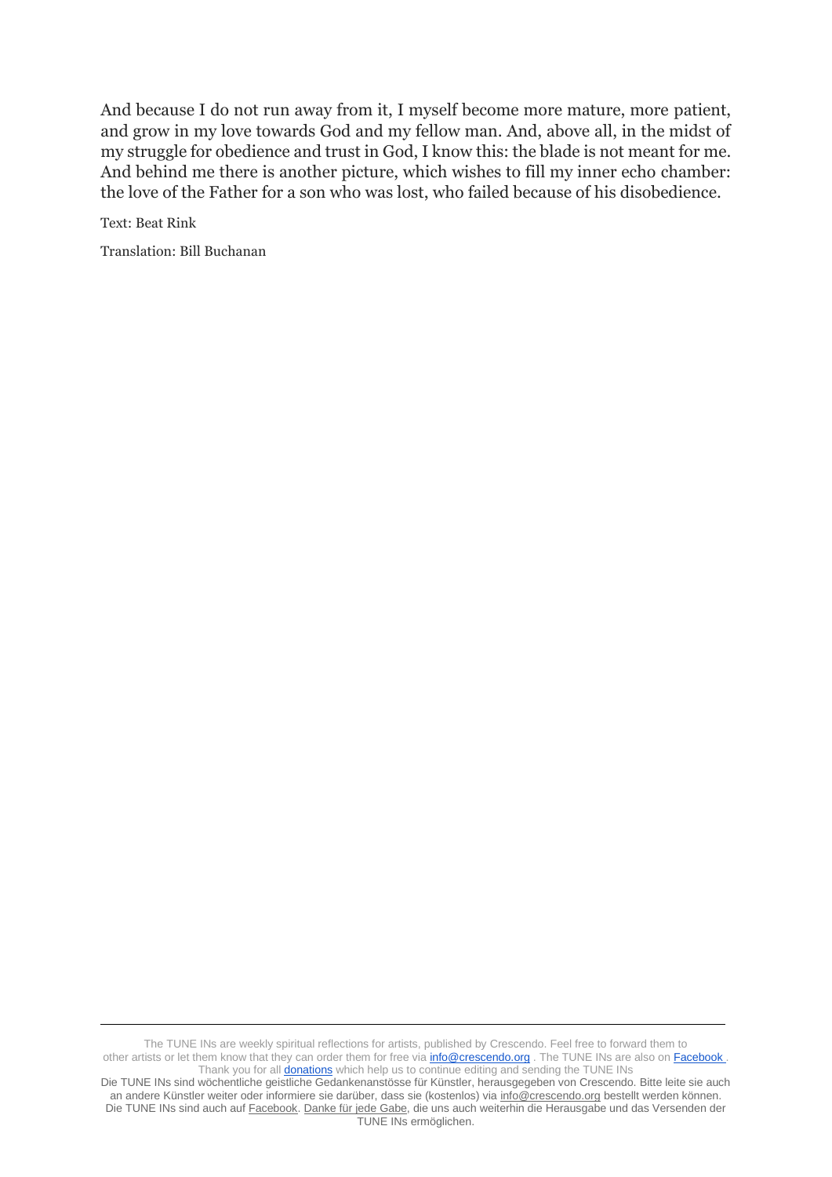And because I do not run away from it, I myself become more mature, more patient, and grow in my love towards God and my fellow man. And, above all, in the midst of my struggle for obedience and trust in God, I know this: the blade is not meant for me. And behind me there is another picture, which wishes to fill my inner echo chamber: the love of the Father for a son who was lost, who failed because of his disobedience.

Text: Beat Rink

Translation: Bill Buchanan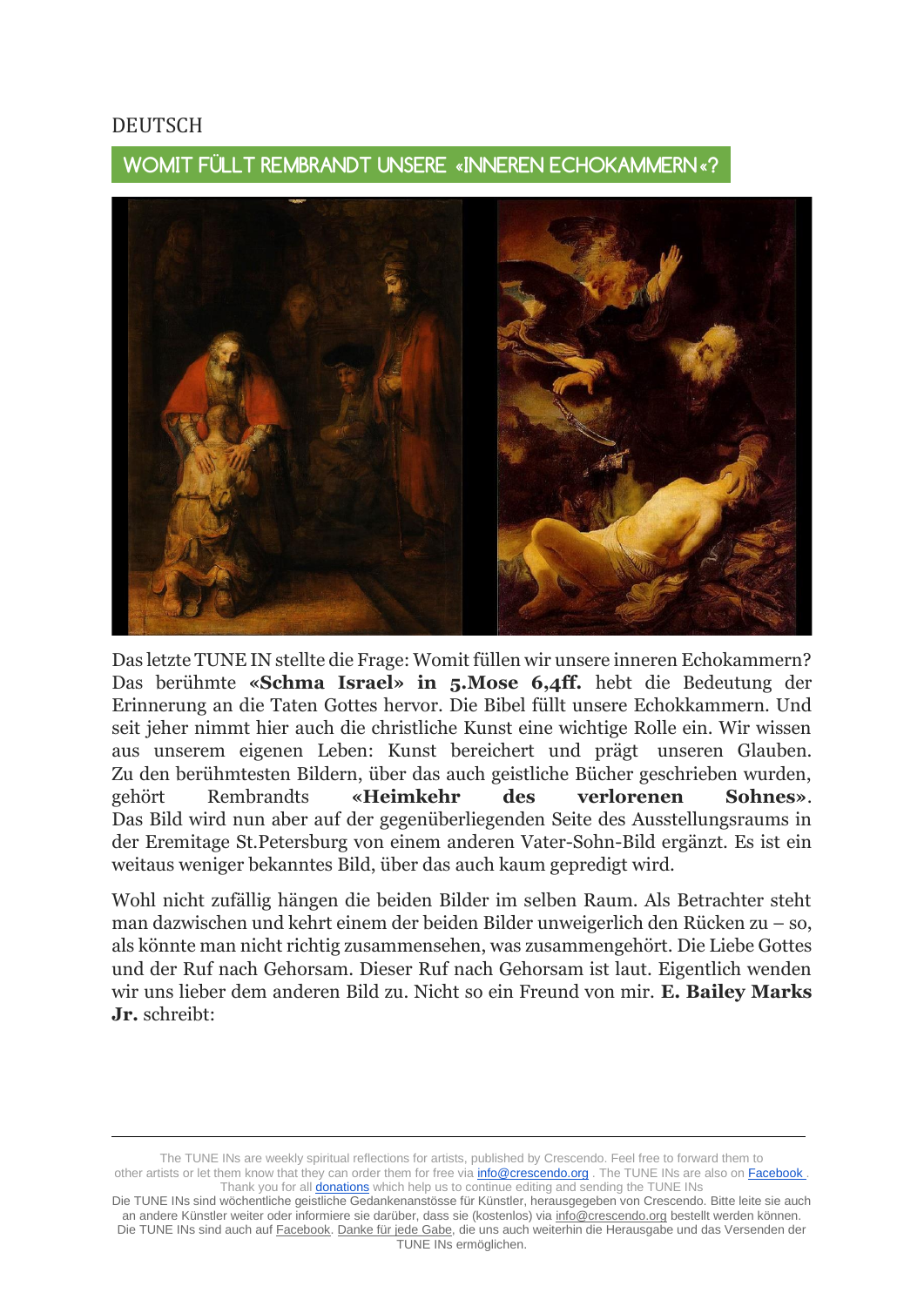DEUTSCH

## WOMIT FÜLLT REMBRANDT UNSERE «INNEREN ECHOKAMMERN«?

Das letzte TUNE IN stellte die Frage: Womit füllen wir unsere inneren Echokammern? Das berühmte **«Schma Israel» in 5.Mose 6,4ff.** hebt die Bedeutung der Erinnerung an die Taten Gottes hervor. Die Bibel füllt unsere Echokkammern. Und seit jeher nimmt hier auch die christliche Kunst eine wichtige Rolle ein. Wir wissen aus unserem eigenen Leben: Kunst bereichert und prägt unseren Glauben. Zu den berühmtesten Bildern, über das auch geistliche Bücher geschrieben wurden, gehört Rembrandts **«Heimkehr des verlorenen Sohnes»**. Das Bild wird nun aber auf der gegenüberliegenden Seite des Ausstellungsraums in der Eremitage St.Petersburg von einem anderen Vater-Sohn-Bild ergänzt. Es ist ein weitaus weniger bekanntes Bild, über das auch kaum gepredigt wird.

Wohl nicht zufällig hängen die beiden Bilder im selben Raum. Als Betrachter steht man dazwischen und kehrt einem der beiden Bilder unweigerlich den Rücken zu – so, als könnte man nicht richtig zusammensehen, was zusammengehört. Die Liebe Gottes und der Ruf nach Gehorsam. Dieser Ruf nach Gehorsam ist laut. Eigentlich wenden wir uns lieber dem anderen Bild zu. Nicht so ein Freund von mir. **E. Bailey Marks Jr.** schreibt:

The TUNE INs are weekly spiritual reflections for artists, published by Crescendo. Feel free to forward them to other artists or let them know that they can order them for free via info@crescendo.org . The TUNE INs are also on Facebook . Thank you for all donations which help us to continue editing and sending the TUNE INs
Die TUNE INs sind wöchentliche geistliche Gedankenanstösse für Künstler, herausgegeben von Crescendo. Bitte leite sie auch an andere Künstler weiter oder informiere sie darüber, dass sie (kostenlos) via info@crescendo.org bestellt werden können. Die TUNE INs sind auch auf Facebook. Danke für jede Gabe, die uns auch weiterhin die Herausgabe und das Versenden der TUNE INs ermöglichen.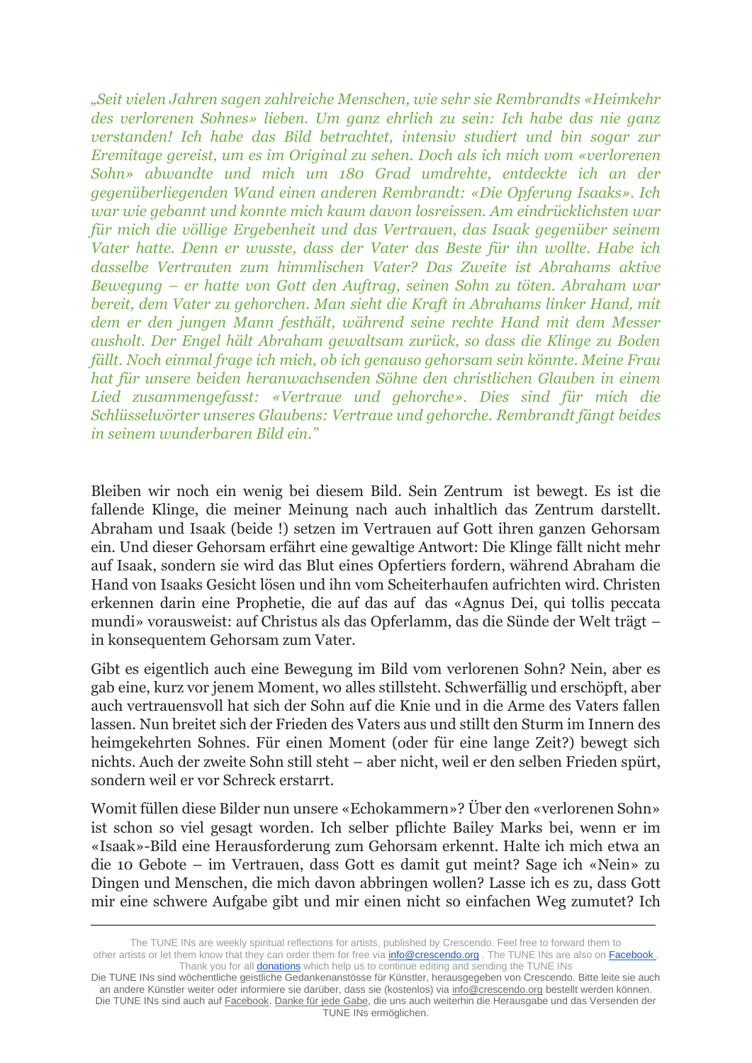*„Seit vielen Jahren sagen zahlreiche Menschen, wie sehr sie Rembrandts «Heimkehr des verlorenen Sohnes» lieben. Um ganz ehrlich zu sein: Ich habe das nie ganz verstanden! Ich habe das Bild betrachtet, intensiv studiert und bin sogar zur Eremitage gereist, um es im Original zu sehen. Doch als ich mich vom «verlorenen Sohn» abwandte und mich um 180 Grad umdrehte, entdeckte ich an der gegenüberliegenden Wand einen anderen Rembrandt: «Die Opferung Isaaks». Ich war wie gebannt und konnte mich kaum davon losreissen. Am eindrücklichsten war für mich die völlige Ergebenheit und das Vertrauen, das Isaak gegenüber seinem Vater hatte. Denn er wusste, dass der Vater das Beste für ihn wollte. Habe ich dasselbe Vertrauten zum himmlischen Vater? Das Zweite ist Abrahams aktive Bewegung – er hatte von Gott den Auftrag, seinen Sohn zu töten. Abraham war bereit, dem Vater zu gehorchen. Man sieht die Kraft in Abrahams linker Hand, mit dem er den jungen Mann festhält, während seine rechte Hand mit dem Messer ausholt. Der Engel hält Abraham gewaltsam zurück, so dass die Klinge zu Boden fällt. Noch einmal frage ich mich, ob ich genauso gehorsam sein könnte. Meine Frau hat für unsere beiden heranwachsenden Söhne den christlichen Glauben in einem Lied zusammengefasst: «Vertraue und gehorche». Dies sind für mich die Schlüsselwörter unseres Glaubens: Vertraue und gehorche. Rembrandt fängt beides in seinem wunderbaren Bild ein."*

Bleiben wir noch ein wenig bei diesem Bild. Sein Zentrum ist bewegt. Es ist die fallende Klinge, die meiner Meinung nach auch inhaltlich das Zentrum darstellt. Abraham und Isaak (beide !) setzen im Vertrauen auf Gott ihren ganzen Gehorsam ein. Und dieser Gehorsam erfährt eine gewaltige Antwort: Die Klinge fällt nicht mehr auf Isaak, sondern sie wird das Blut eines Opfertiers fordern, während Abraham die Hand von Isaaks Gesicht lösen und ihn vom Scheiterhaufen aufrichten wird. Christen erkennen darin eine Prophetie, die auf das auf das «Agnus Dei, qui tollis peccata mundi» vorausweist: auf Christus als das Opferlamm, das die Sünde der Welt trägt – in konsequentem Gehorsam zum Vater.

Gibt es eigentlich auch eine Bewegung im Bild vom verlorenen Sohn? Nein, aber es gab eine, kurz vor jenem Moment, wo alles stillsteht. Schwerfällig und erschöpft, aber auch vertrauensvoll hat sich der Sohn auf die Knie und in die Arme des Vaters fallen lassen. Nun breitet sich der Frieden des Vaters aus und stillt den Sturm im Innern des heimgekehrten Sohnes. Für einen Moment (oder für eine lange Zeit?) bewegt sich nichts. Auch der zweite Sohn still steht – aber nicht, weil er den selben Frieden spürt, sondern weil er vor Schreck erstarrt.

Womit füllen diese Bilder nun unsere «Echokammern»? Über den «verlorenen Sohn» ist schon so viel gesagt worden. Ich selber pflichte Bailey Marks bei, wenn er im «Isaak»-Bild eine Herausforderung zum Gehorsam erkennt. Halte ich mich etwa an die 10 Gebote – im Vertrauen, dass Gott es damit gut meint? Sage ich «Nein» zu Dingen und Menschen, die mich davon abbringen wollen? Lasse ich es zu, dass Gott mir eine schwere Aufgabe gibt und mir einen nicht so einfachen Weg zumutet? Ich

---

The TUNE INs are weekly spiritual reflections for artists, published by Crescendo. Feel free to forward them to other artists or let them know that they can order them for free via info@crescendo.org . The TUNE INs are also on Facebook . Thank you for all donations which help us to continue editing and sending the TUNE INs
Die TUNE INs sind wöchentliche geistliche Gedankenanstösse für Künstler, herausgegeben von Crescendo. Bitte leite sie auch an andere Künstler weiter oder informiere sie darüber, dass sie (kostenlos) via info@crescendo.org bestellt werden können. Die TUNE INs sind auch auf Facebook. Danke für jede Gabe, die uns auch weiterhin die Herausgabe und das Versenden der TUNE INs ermöglichen.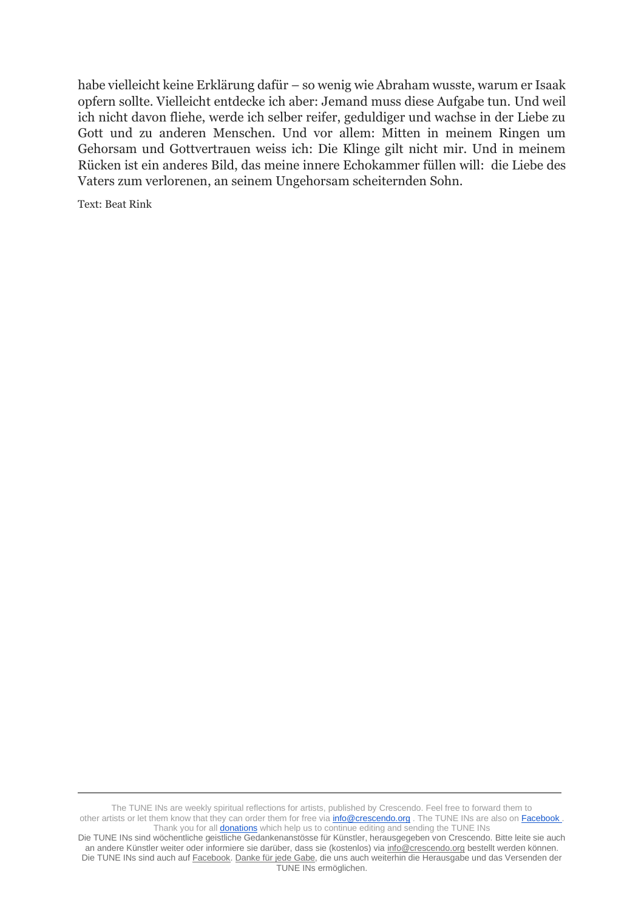habe vielleicht keine Erklärung dafür – so wenig wie Abraham wusste, warum er Isaak opfern sollte. Vielleicht entdecke ich aber: Jemand muss diese Aufgabe tun. Und weil ich nicht davon fliehe, werde ich selber reifer, geduldiger und wachse in der Liebe zu Gott und zu anderen Menschen. Und vor allem: Mitten in meinem Ringen um Gehorsam und Gottvertrauen weiss ich: Die Klinge gilt nicht mir. Und in meinem Rücken ist ein anderes Bild, das meine innere Echokammer füllen will: die Liebe des Vaters zum verlorenen, an seinem Ungehorsam scheiternden Sohn.

Text: Beat Rink

---

The TUNE INs are weekly spiritual reflections for artists, published by Crescendo. Feel free to forward them to other artists or let them know that they can order them for free via info@crescendo.org . The TUNE INs are also on Facebook . Thank you for all donations which help us to continue editing and sending the TUNE INs

Die TUNE INs sind wöchentliche geistliche Gedankenanstösse für Künstler, herausgegeben von Crescendo. Bitte leite sie auch an andere Künstler weiter oder informiere sie darüber, dass sie (kostenlos) via info@crescendo.org bestellt werden können. Die TUNE INs sind auch auf Facebook. Danke für jede Gabe, die uns auch weiterhin die Herausgabe und das Versenden der TUNE INs ermöglichen.